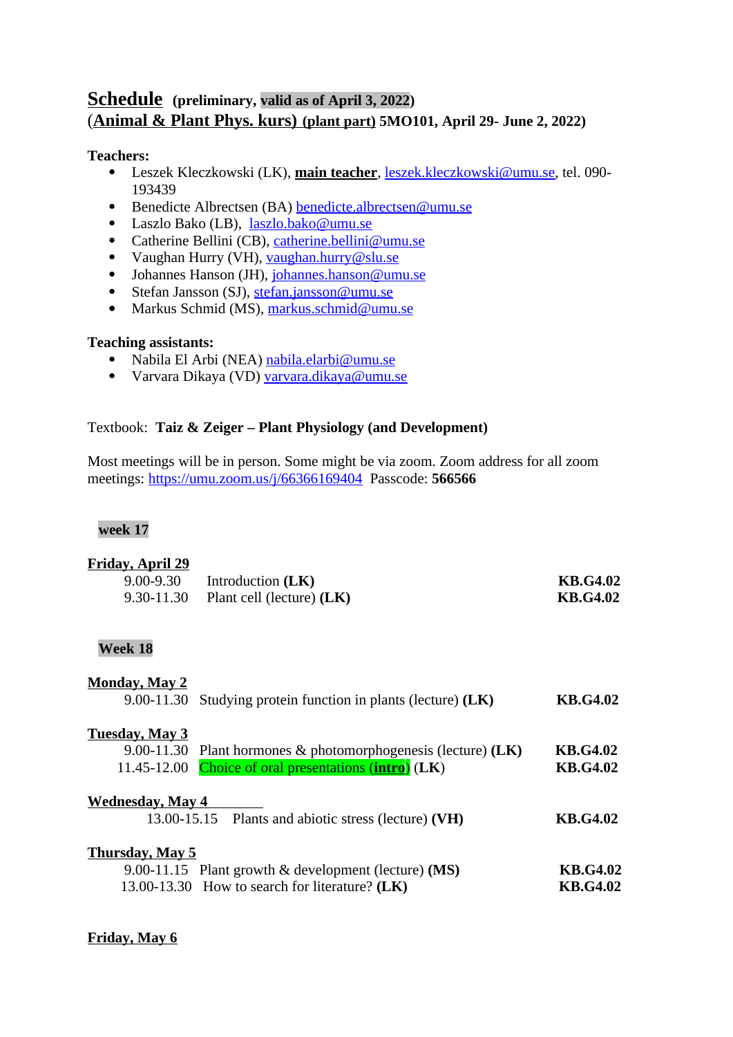# Schedule (preliminary, valid as of April 3, 2022)

**(Animal & Plant Phys. kurs) (plant part) 5MO101, April 29- June 2, 2022)**

**Teachers:**

- Leszek Kleczkowski (LK), **main teacher**, leszek.kleczkowski@umu.se, tel. 090-193439
- Benedicte Albrectsen (BA) benedicte.albrectsen@umu.se
- Laszlo Bako (LB), laszlo.bako@umu.se
- Catherine Bellini (CB), catherine.bellini@umu.se
- Vaughan Hurry (VH), vaughan.hurry@slu.se
- Johannes Hanson (JH), johannes.hanson@umu.se
- Stefan Jansson (SJ), stefan.jansson@umu.se
- Markus Schmid (MS), markus.schmid@umu.se

**Teaching assistants:**

- Nabila El Arbi (NEA) nabila.elarbi@umu.se
- Varvara Dikaya (VD) varvara.dikaya@umu.se

Textbook: **Taiz & Zeiger – Plant Physiology (and Development)**

Most meetings will be in person. Some might be via zoom. Zoom address for all zoom meetings: https://umu.zoom.us/j/66366169404 Passcode: **566566**

## week 17

**Friday, April 29**

| | | |
|---|---|---|
| 9.00-9.30 | Introduction **(LK)** | **KB.G4.02** |
| 9.30-11.30 | Plant cell (lecture) **(LK)** | **KB.G4.02** |

## Week 18

**Monday, May 2**

| | | |
|---|---|---|
| 9.00-11.30 | Studying protein function in plants (lecture) **(LK)** | **KB.G4.02** |

**Tuesday, May 3**

| | | |
|---|---|---|
| 9.00-11.30 | Plant hormones & photomorphogenesis (lecture) **(LK)** | **KB.G4.02** |
| 11.45-12.00 | Choice of oral presentations (**intro**) (LK) | **KB.G4.02** |

**Wednesday, May 4**

| | | |
|---|---|---|
| 13.00-15.15 | Plants and abiotic stress (lecture) **(VH)** | **KB.G4.02** |

**Thursday, May 5**

| | | |
|---|---|---|
| 9.00-11.15 | Plant growth & development (lecture) **(MS)** | **KB.G4.02** |
| 13.00-13.30 | How to search for literature? **(LK)** | **KB.G4.02** |

**Friday, May 6**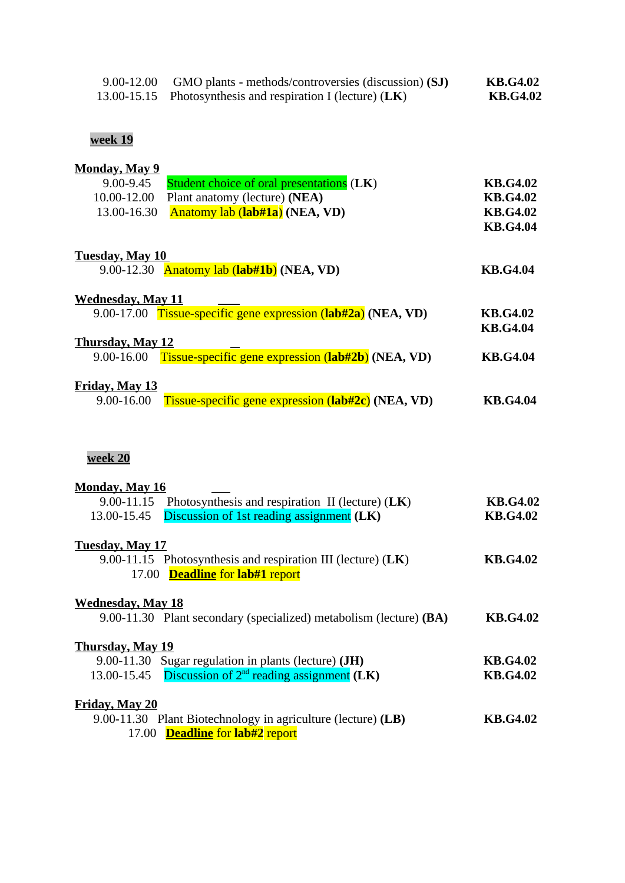9.00-12.00 GMO plants - methods/controversies (discussion) **(SJ)** **KB.G4.02**
13.00-15.15 Photosynthesis and respiration I (lecture) (**LK**) **KB.G4.02**

## week 19

**Monday, May 9**

9.00-9.45 Student choice of oral presentations (**LK**) **KB.G4.02**
10.00-12.00 Plant anatomy (lecture) **(NEA)** **KB.G4.02**
13.00-16.30 Anatomy lab (**lab#1a**) **(NEA, VD)** **KB.G4.02** **KB.G4.04**

**Tuesday, May 10**

9.00-12.30 Anatomy lab (**lab#1b**) **(NEA, VD)** **KB.G4.04**

**Wednesday, May 11**

9.00-17.00 Tissue-specific gene expression (**lab#2a**) **(NEA, VD)** **KB.G4.02** **KB.G4.04**

**Thursday, May 12**

9.00-16.00 Tissue-specific gene expression (**lab#2b**) **(NEA, VD)** **KB.G4.04**

**Friday, May 13**

9.00-16.00 Tissue-specific gene expression (**lab#2c**) **(NEA, VD)** **KB.G4.04**

## week 20

**Monday, May 16**

9.00-11.15 Photosynthesis and respiration II (lecture) (**LK**) **KB.G4.02**
13.00-15.45 Discussion of 1st reading assignment **(LK)** **KB.G4.02**

**Tuesday, May 17**

9.00-11.15 Photosynthesis and respiration III (lecture) (**LK**) **KB.G4.02**
17.00 **Deadline** for **lab#1** report

**Wednesday, May 18**

9.00-11.30 Plant secondary (specialized) metabolism (lecture) **(BA)** **KB.G4.02**

**Thursday, May 19**

9.00-11.30 Sugar regulation in plants (lecture) **(JH)** **KB.G4.02**
13.00-15.45 Discussion of 2nd reading assignment **(LK)** **KB.G4.02**

**Friday, May 20**

9.00-11.30 Plant Biotechnology in agriculture (lecture) **(LB)** **KB.G4.02**
17.00 **Deadline** for **lab#2** report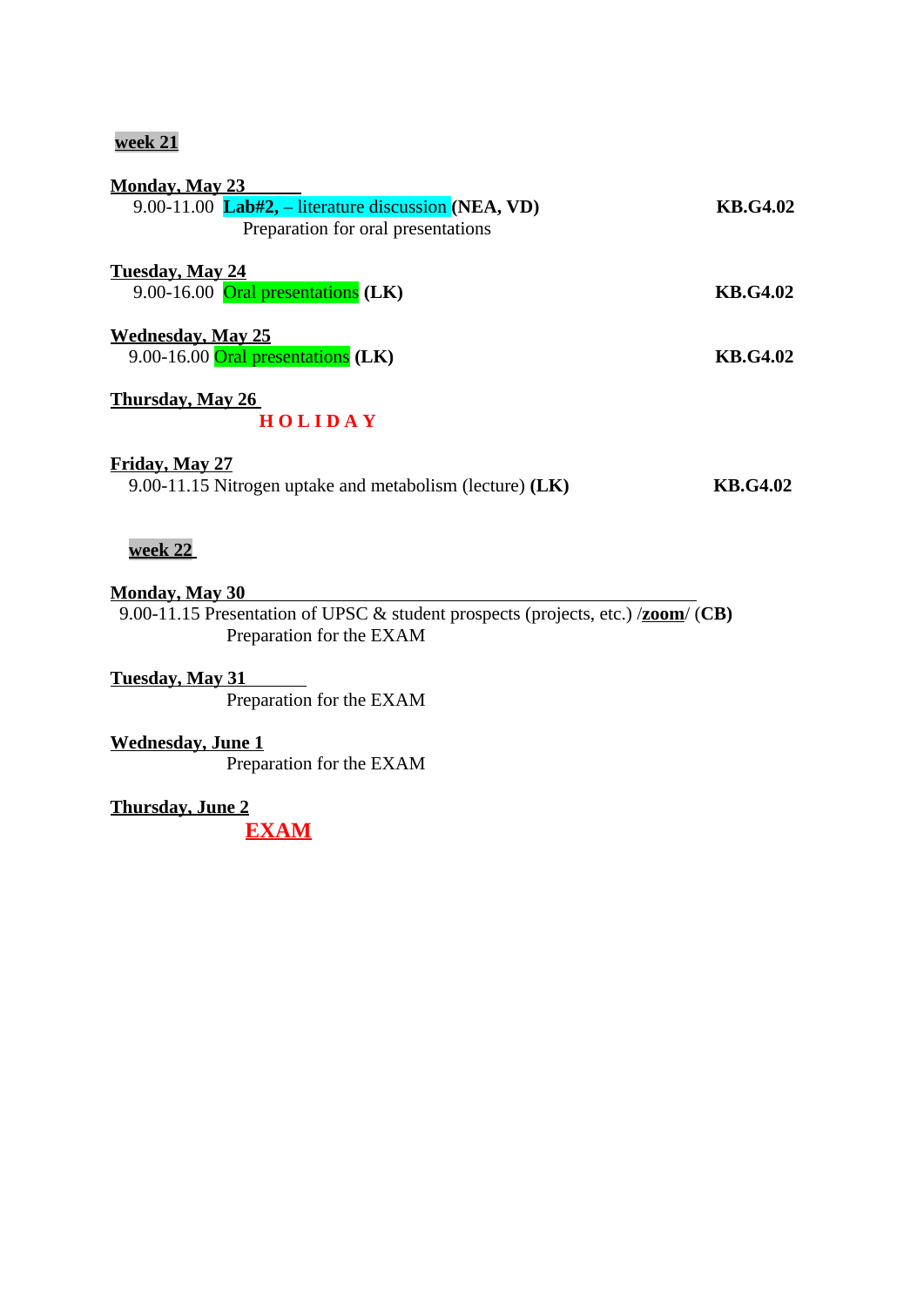**week 21**

**Monday, May 23**

9.00-11.00 **Lab#2,** – literature discussion **(NEA, VD)** **KB.G4.02**

Preparation for oral presentations

**Tuesday, May 24**

9.00-16.00 Oral presentations **(LK)** **KB.G4.02**

**Wednesday, May 25**

9.00-16.00 Oral presentations **(LK)** **KB.G4.02**

**Thursday, May 26**

**H O L I D A Y**

**Friday, May 27**

9.00-11.15 Nitrogen uptake and metabolism (lecture) **(LK)** **KB.G4.02**

**week 22**

**Monday, May 30**

9.00-11.15 Presentation of UPSC & student prospects (projects, etc.) /**zoom**/ (**CB)**

Preparation for the EXAM

**Tuesday, May 31**

Preparation for the EXAM

**Wednesday, June 1**

Preparation for the EXAM

**Thursday, June 2**

**EXAM**